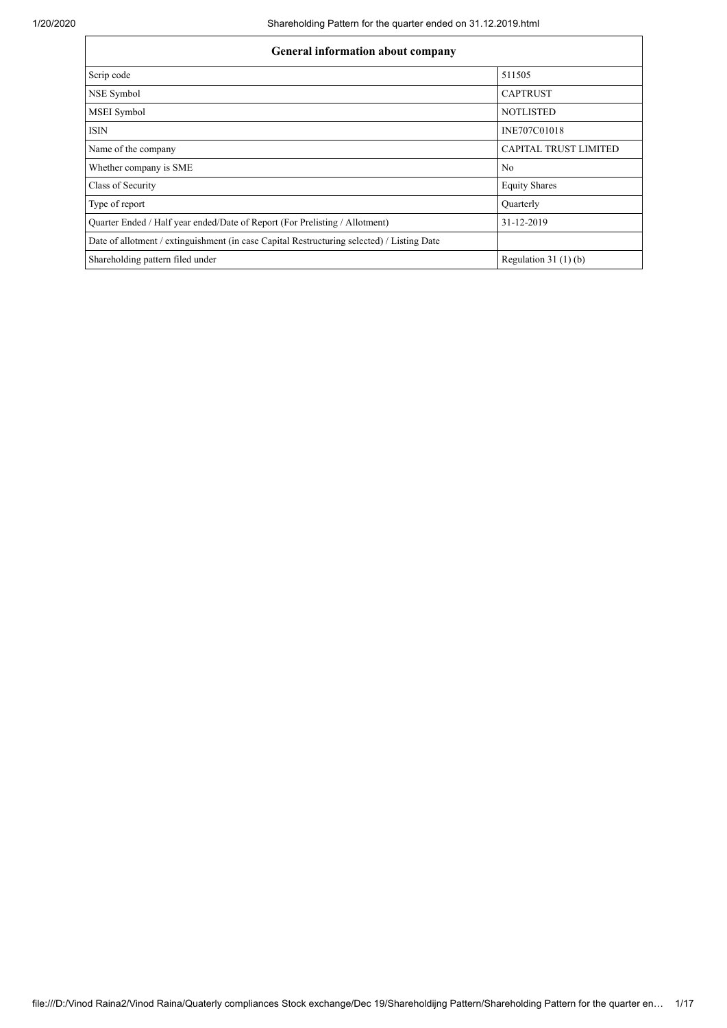| General information about company | |
|---|---|
| Scrip code | 511505 |
| NSE Symbol | CAPTRUST |
| MSEI Symbol | NOTLISTED |
| ISIN | INE707C01018 |
| Name of the company | CAPITAL TRUST LIMITED |
| Whether company is SME | No |
| Class of Security | Equity Shares |
| Type of report | Quarterly |
| Quarter Ended / Half year ended/Date of Report (For Prelisting / Allotment) | 31-12-2019 |
| Date of allotment / extinguishment (in case Capital Restructuring selected) / Listing Date | |
| Shareholding pattern filed under | Regulation 31 (1) (b) |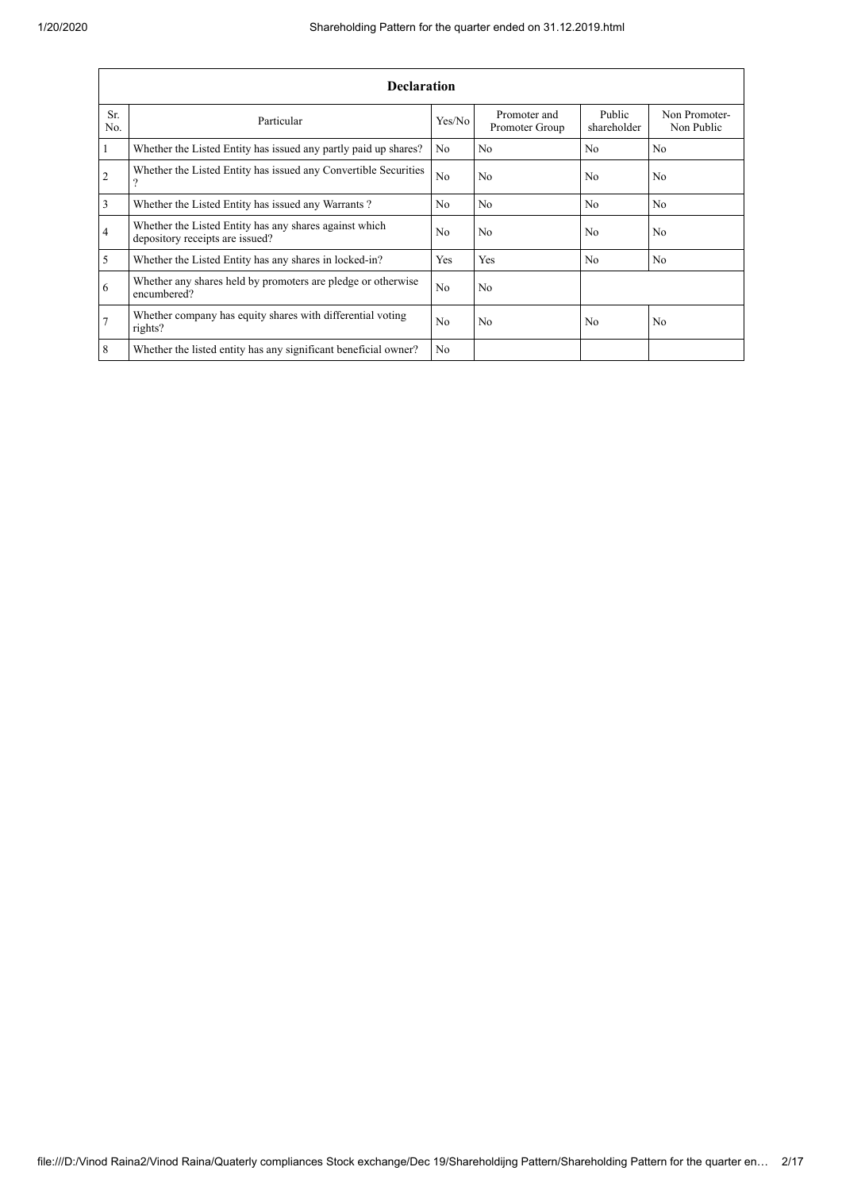| Declaration | | | | | |
|---|---|---|---|---|---|
| Sr. No. | Particular | Yes/No | Promoter and Promoter Group | Public shareholder | Non Promoter- Non Public |
| 1 | Whether the Listed Entity has issued any partly paid up shares? | No | No | No | No |
| 2 | Whether the Listed Entity has issued any Convertible Securities ? | No | No | No | No |
| 3 | Whether the Listed Entity has issued any Warrants ? | No | No | No | No |
| 4 | Whether the Listed Entity has any shares against which depository receipts are issued? | No | No | No | No |
| 5 | Whether the Listed Entity has any shares in locked-in? | Yes | Yes | No | No |
| 6 | Whether any shares held by promoters are pledge or otherwise encumbered? | No | No | | |
| 7 | Whether company has equity shares with differential voting rights? | No | No | No | No |
| 8 | Whether the listed entity has any significant beneficial owner? | No | | | |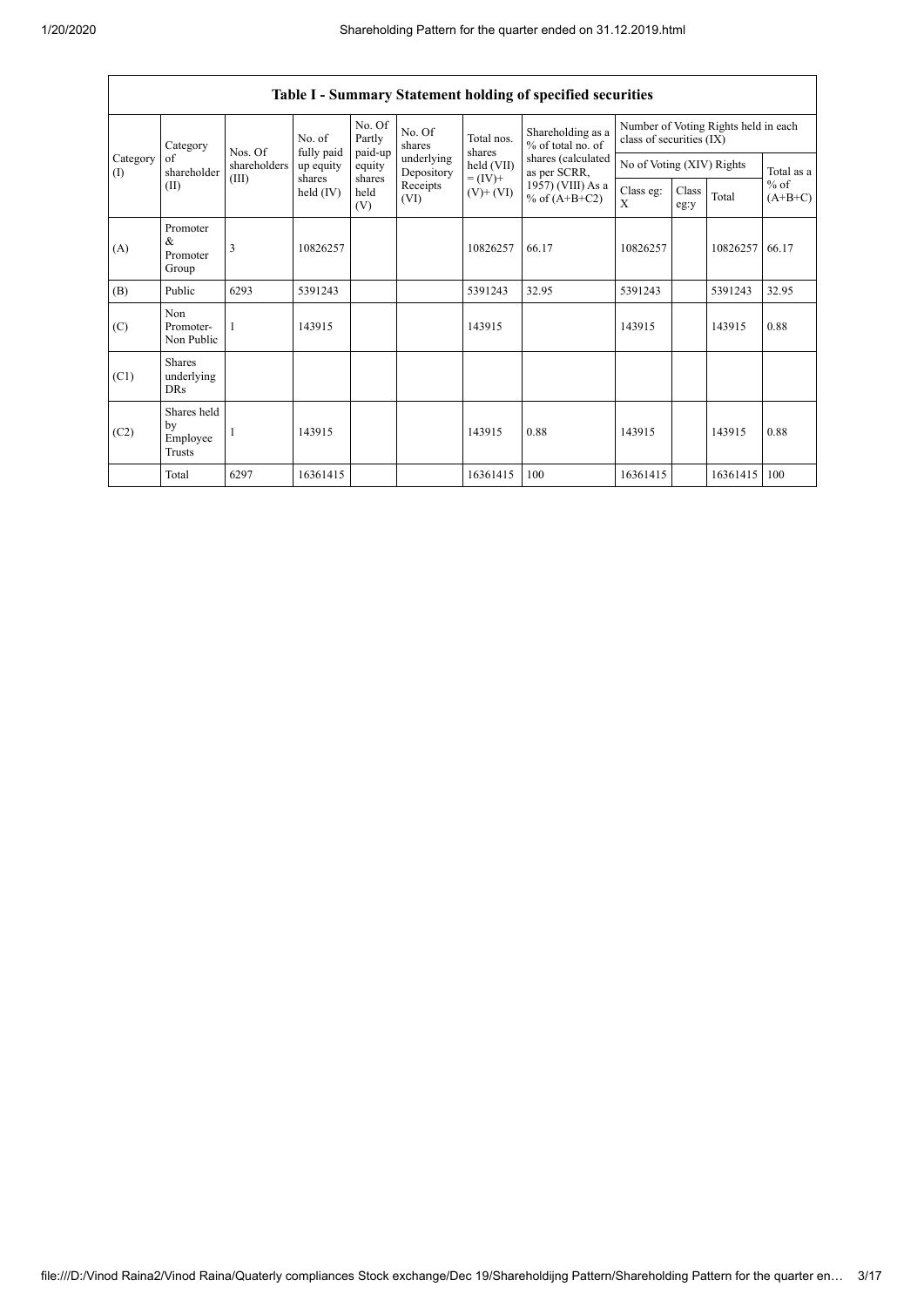| Table I - Summary Statement holding of specified securities | | | | | | | | | | | | |
|---|---|---|---|---|---|---|---|---|---|---|---|---|
| Category (I) | Category of shareholder (II) | Nos. Of shareholders (III) | No. of fully paid up equity shares held (IV) | No. Of Partly paid-up equity shares held (V) | No. Of shares underlying Depository Receipts (VI) | Total nos. shares held (VII) = (IV)+ (V)+ (VI) | Shareholding as a % of total no. of shares (calculated as per SCRR, 1957) (VIII) As a % of (A+B+C2) | Number of Voting Rights held in each class of securities (IX) | | | |
| | | | | | | | | No of Voting (XIV) Rights | | | Total as a % of (A+B+C) |
| | | | | | | | | Class eg: X | Class eg:y | Total | |
| (A) | Promoter & Promoter Group | 3 | 10826257 | | | 10826257 | 66.17 | 10826257 | | 10826257 | 66.17 |
| (B) | Public | 6293 | 5391243 | | | 5391243 | 32.95 | 5391243 | | 5391243 | 32.95 |
| (C) | Non Promoter- Non Public | 1 | 143915 | | | 143915 | | 143915 | | 143915 | 0.88 |
| (C1) | Shares underlying DRs | | | | | | | | | | |
| (C2) | Shares held by Employee Trusts | 1 | 143915 | | | 143915 | 0.88 | 143915 | | 143915 | 0.88 |
| | Total | 6297 | 16361415 | | | 16361415 | 100 | 16361415 | | 16361415 | 100 |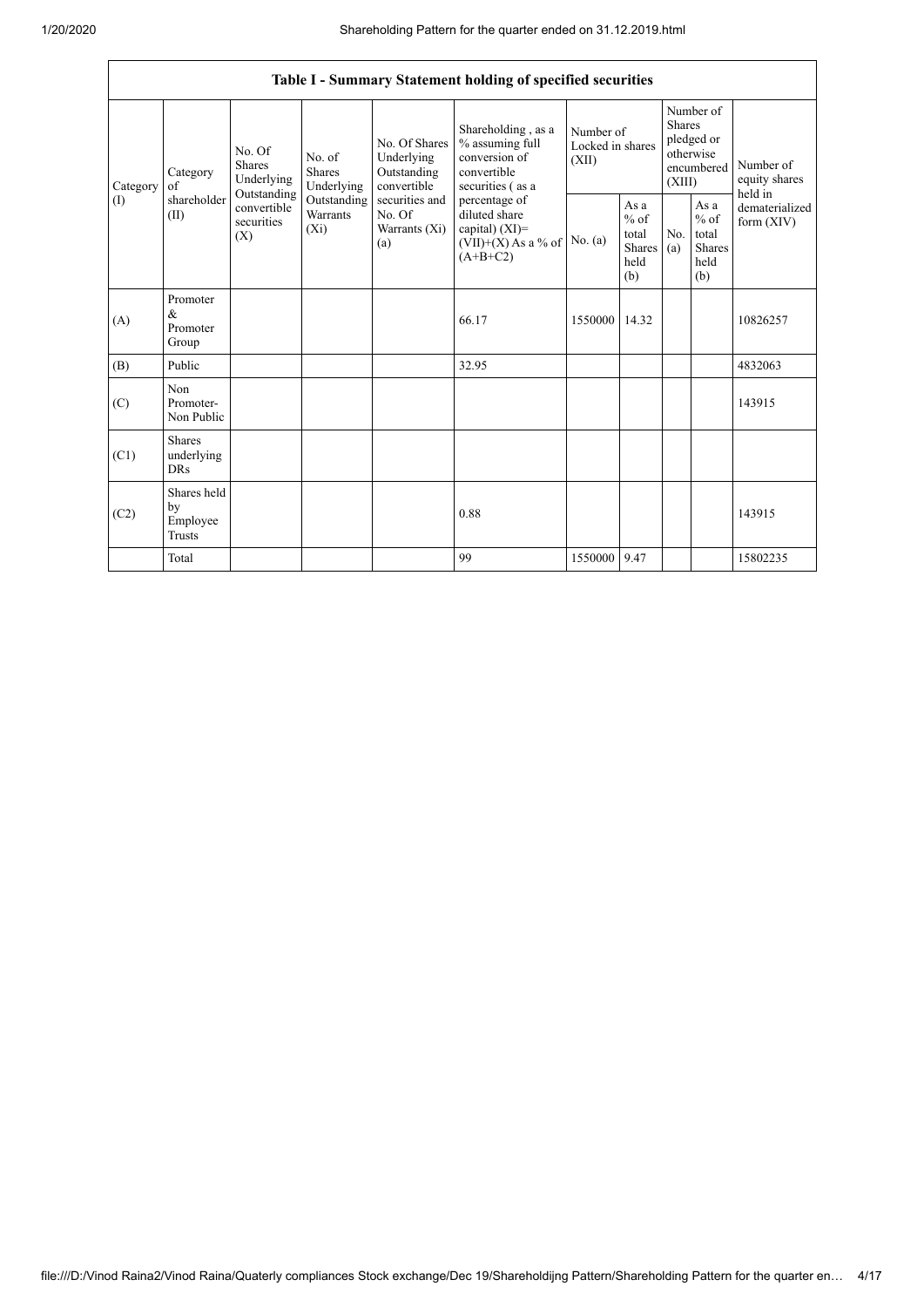| Table I - Summary Statement holding of specified securities | | | | | | | | | | | |
|---|---|---|---|---|---|---|---|---|---|---|---|
| Category (I) | Category of shareholder (II) | No. Of Shares Underlying Outstanding convertible securities (X) | No. of Shares Underlying Outstanding Warrants (Xi) | No. Of Shares Underlying Outstanding convertible securities and No. Of Warrants (Xi) (a) | Shareholding , as a % assuming full conversion of convertible securities ( as a percentage of diluted share capital) (XI)= (VII)+(X) As a % of (A+B+C2) | Number of Locked in shares (XII) | | Number of Shares pledged or otherwise encumbered (XIII) | | Number of equity shares held in dematerialized form (XIV) |
| | | | | | | No. (a) | As a % of total Shares held (b) | No. (a) | As a % of total Shares held (b) | |
| (A) | Promoter & Promoter Group | | | | 66.17 | 1550000 | 14.32 | | | 10826257 |
| (B) | Public | | | | 32.95 | | | | | 4832063 |
| (C) | Non Promoter- Non Public | | | | | | | | | 143915 |
| (C1) | Shares underlying DRs | | | | | | | | | |
| (C2) | Shares held by Employee Trusts | | | | 0.88 | | | | | 143915 |
| | Total | | | | 99 | 1550000 | 9.47 | | | 15802235 |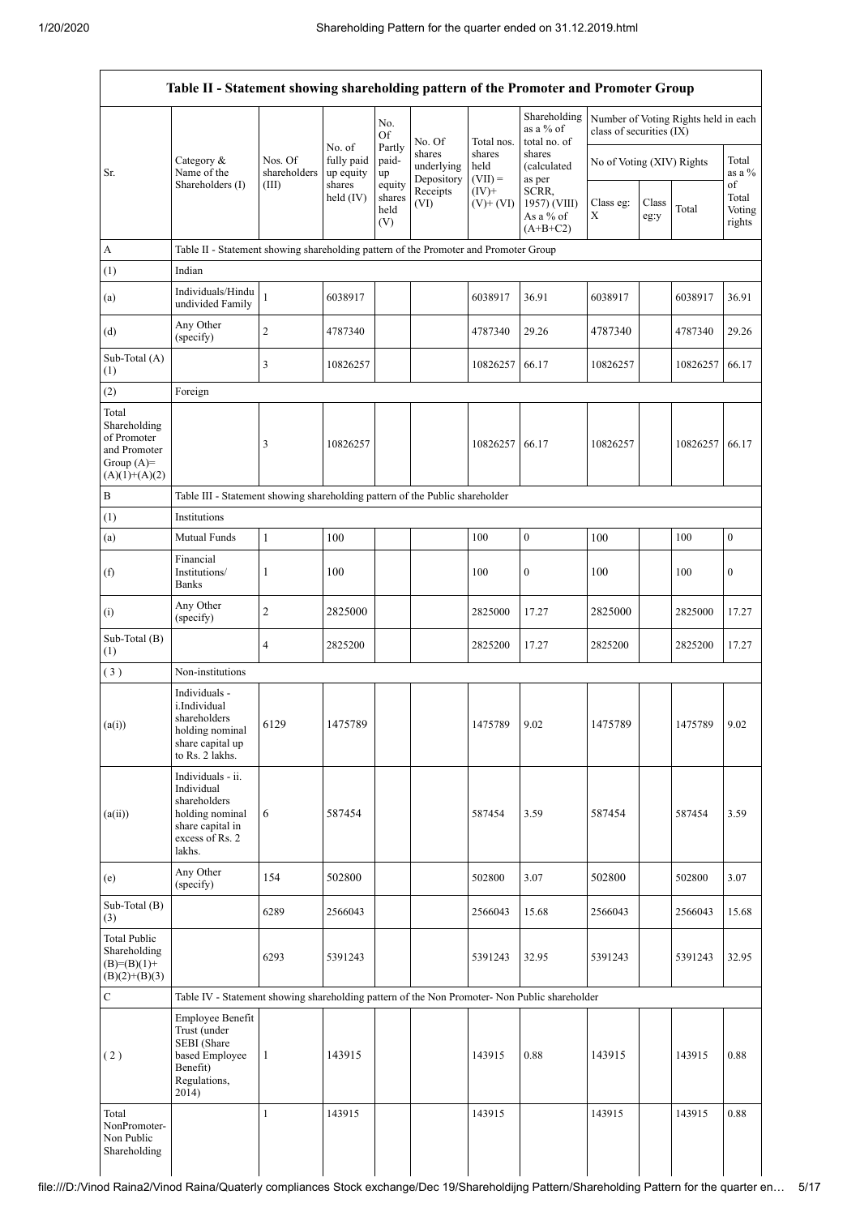| Table II - Statement showing shareholding pattern of the Promoter and Promoter Group | | | | | | | | | | | |
|---|---|---|---|---|---|---|---|---|---|---|---|
| Sr. | Category & Name of the Shareholders (I) | Nos. Of shareholders (III) | No. of fully paid up equity shares held (IV) | No. Of Partly paid-up equity shares held (V) | No. Of shares underlying Depository Receipts (VI) | Total nos. shares held (VII) = (IV)+ (V)+ (VI) | Shareholding as a % of total no. of shares (calculated as per SCRR, 1957) (VIII) As a % of (A+B+C2) | Number of Voting Rights held in each class of securities (IX) | | | |
| | | | | | | | | No of Voting (XIV) Rights | | | Total as a % of Total Voting rights |
| | | | | | | | | Class eg: X | Class eg:y | Total | |
| A | Table II - Statement showing shareholding pattern of the Promoter and Promoter Group | | | | | | | | | | |
| (1) | Indian | | | | | | | | | | |
| (a) | Individuals/Hindu undivided Family | 1 | 6038917 | | | 6038917 | 36.91 | 6038917 | | 6038917 | 36.91 |
| (d) | Any Other (specify) | 2 | 4787340 | | | 4787340 | 29.26 | 4787340 | | 4787340 | 29.26 |
| Sub-Total (A) (1) | | 3 | 10826257 | | | 10826257 | 66.17 | 10826257 | | 10826257 | 66.17 |
| (2) | Foreign | | | | | | | | | | |
| Total Shareholding of Promoter and Promoter Group (A)= (A)(1)+(A)(2) | | 3 | 10826257 | | | 10826257 | 66.17 | 10826257 | | 10826257 | 66.17 |
| B | Table III - Statement showing shareholding pattern of the Public shareholder | | | | | | | | | | |
| (1) | Institutions | | | | | | | | | | |
| (a) | Mutual Funds | 1 | 100 | | | 100 | 0 | 100 | | 100 | 0 |
| (f) | Financial Institutions/ Banks | 1 | 100 | | | 100 | 0 | 100 | | 100 | 0 |
| (i) | Any Other (specify) | 2 | 2825000 | | | 2825000 | 17.27 | 2825000 | | 2825000 | 17.27 |
| Sub-Total (B) (1) | | 4 | 2825200 | | | 2825200 | 17.27 | 2825200 | | 2825200 | 17.27 |
| (3) | Non-institutions | | | | | | | | | | |
| (a(i)) | Individuals - i.Individual shareholders holding nominal share capital up to Rs. 2 lakhs. | 6129 | 1475789 | | | 1475789 | 9.02 | 1475789 | | 1475789 | 9.02 |
| (a(ii)) | Individuals - ii. Individual shareholders holding nominal share capital in excess of Rs. 2 lakhs. | 6 | 587454 | | | 587454 | 3.59 | 587454 | | 587454 | 3.59 |
| (e) | Any Other (specify) | 154 | 502800 | | | 502800 | 3.07 | 502800 | | 502800 | 3.07 |
| Sub-Total (B) (3) | | 6289 | 2566043 | | | 2566043 | 15.68 | 2566043 | | 2566043 | 15.68 |
| Total Public Shareholding (B)=(B)(1)+ (B)(2)+(B)(3) | | 6293 | 5391243 | | | 5391243 | 32.95 | 5391243 | | 5391243 | 32.95 |
| C | Table IV - Statement showing shareholding pattern of the Non Promoter- Non Public shareholder | | | | | | | | | | |
| (2) | Employee Benefit Trust (under SEBI (Share based Employee Benefit) Regulations, 2014) | 1 | 143915 | | | 143915 | 0.88 | 143915 | | 143915 | 0.88 |
| Total NonPromoter- Non Public Shareholding | | 1 | 143915 | | | 143915 | | 143915 | | 143915 | 0.88 |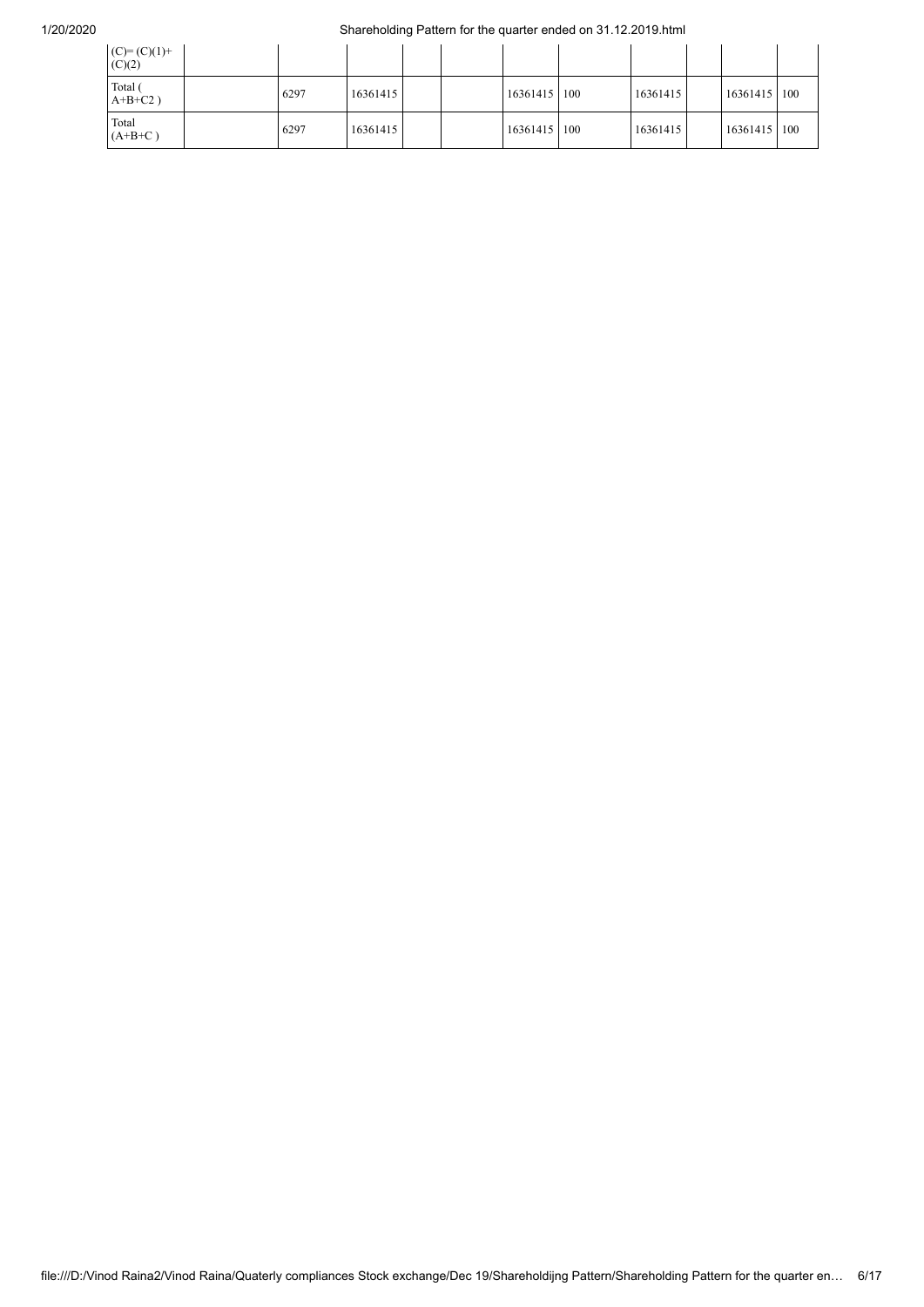| (C)= (C)(1)+ (C)(2) | | | | | | | | | | | |
|---|---|---|---|---|---|---|---|---|---|---|---|
| Total ( A+B+C2 ) | | 6297 | 16361415 | | | 16361415 | 100 | 16361415 | | 16361415 | 100 |
| Total (A+B+C ) | | 6297 | 16361415 | | | 16361415 | 100 | 16361415 | | 16361415 | 100 |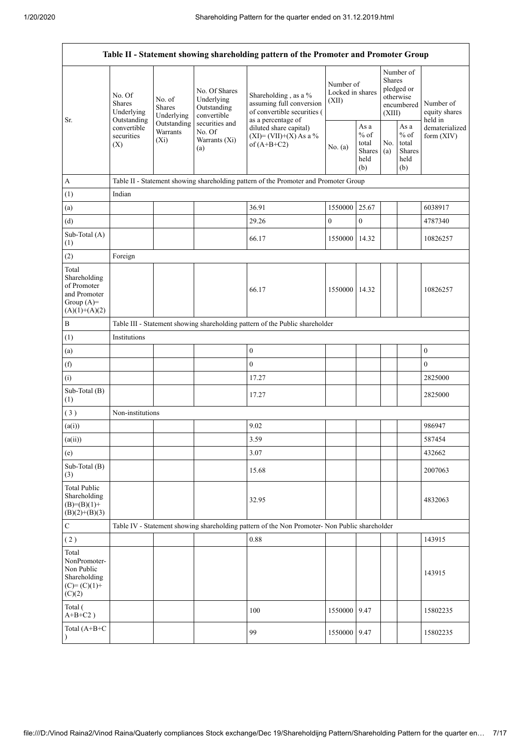| Table II - Statement showing shareholding pattern of the Promoter and Promoter Group | | | | | | | | | |
|---|---|---|---|---|---|---|---|---|---|
| Sr. | No. Of Shares Underlying Outstanding convertible securities (X) | No. of Shares Underlying Outstanding Warrants (Xi) | No. Of Shares Underlying Outstanding convertible securities and No. Of Warrants (Xi) (a) | Shareholding , as a % assuming full conversion of convertible securities ( as a percentage of diluted share capital) (XI)= (VII)+(X) As a % of (A+B+C2) | Number of Locked in shares (XII) | | Number of Shares pledged or otherwise encumbered (XIII) | | Number of equity shares held in dematerialized form (XIV) |
| | | | | | No. (a) | As a % of total Shares held (b) | No. (a) | As a % of total Shares held (b) | |
| A | Table II - Statement showing shareholding pattern of the Promoter and Promoter Group | | | | | | | | |
| (1) | Indian | | | | | | | | |
| (a) | | | | 36.91 | 1550000 | 25.67 | | | 6038917 |
| (d) | | | | 29.26 | 0 | 0 | | | 4787340 |
| Sub-Total (A) (1) | | | | 66.17 | 1550000 | 14.32 | | | 10826257 |
| (2) | Foreign | | | | | | | | |
| Total Shareholding of Promoter and Promoter Group (A)= (A)(1)+(A)(2) | | | | 66.17 | 1550000 | 14.32 | | | 10826257 |
| B | Table III - Statement showing shareholding pattern of the Public shareholder | | | | | | | | |
| (1) | Institutions | | | | | | | | |
| (a) | | | | 0 | | | | | 0 |
| (f) | | | | 0 | | | | | 0 |
| (i) | | | | 17.27 | | | | | 2825000 |
| Sub-Total (B) (1) | | | | 17.27 | | | | | 2825000 |
| ( 3 ) | Non-institutions | | | | | | | | |
| (a(i)) | | | | 9.02 | | | | | 986947 |
| (a(ii)) | | | | 3.59 | | | | | 587454 |
| (e) | | | | 3.07 | | | | | 432662 |
| Sub-Total (B) (3) | | | | 15.68 | | | | | 2007063 |
| Total Public Shareholding (B)=(B)(1)+ (B)(2)+(B)(3) | | | | 32.95 | | | | | 4832063 |
| C | Table IV - Statement showing shareholding pattern of the Non Promoter- Non Public shareholder | | | | | | | | |
| ( 2 ) | | | | 0.88 | | | | | 143915 |
| Total NonPromoter- Non Public Shareholding (C)= (C)(1)+ (C)(2) | | | | | | | | | 143915 |
| Total ( A+B+C2 ) | | | | 100 | 1550000 | 9.47 | | | 15802235 |
| Total (A+B+C ) | | | | 99 | 1550000 | 9.47 | | | 15802235 |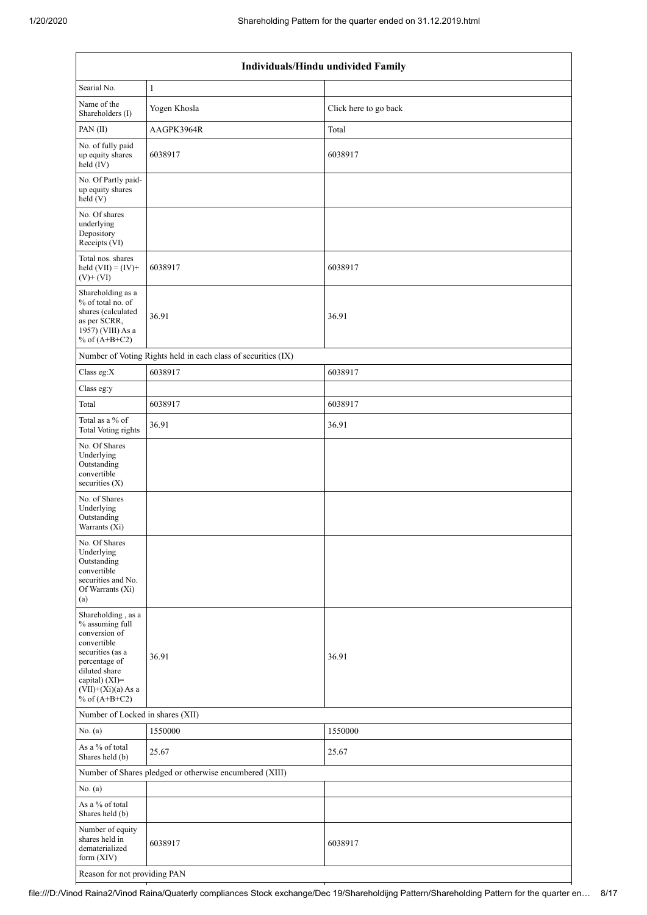| Individuals/Hindu undivided Family | | |
|---|---|---|
| Searial No. | 1 | |
| Name of the Shareholders (I) | Yogen Khosla | Click here to go back |
| PAN (II) | AAGPK3964R | Total |
| No. of fully paid up equity shares held (IV) | 6038917 | 6038917 |
| No. Of Partly paid-up equity shares held (V) | | |
| No. Of shares underlying Depository Receipts (VI) | | |
| Total nos. shares held (VII) = (IV)+ (V)+ (VI) | 6038917 | 6038917 |
| Shareholding as a % of total no. of shares (calculated as per SCRR, 1957) (VIII) As a % of (A+B+C2) | 36.91 | 36.91 |
| Number of Voting Rights held in each class of securities (IX) | | |
| Class eg:X | 6038917 | 6038917 |
| Class eg:y | | |
| Total | 6038917 | 6038917 |
| Total as a % of Total Voting rights | 36.91 | 36.91 |
| No. Of Shares Underlying Outstanding convertible securities (X) | | |
| No. of Shares Underlying Outstanding Warrants (Xi) | | |
| No. Of Shares Underlying Outstanding convertible securities and No. Of Warrants (Xi) (a) | | |
| Shareholding , as a % assuming full conversion of convertible securities (as a percentage of diluted share capital) (XI)= (VII)+(Xi)(a) As a % of (A+B+C2) | 36.91 | 36.91 |
| Number of Locked in shares (XII) | | |
| No. (a) | 1550000 | 1550000 |
| As a % of total Shares held (b) | 25.67 | 25.67 |
| Number of Shares pledged or otherwise encumbered (XIII) | | |
| No. (a) | | |
| As a % of total Shares held (b) | | |
| Number of equity shares held in dematerialized form (XIV) | 6038917 | 6038917 |
| Reason for not providing PAN | | |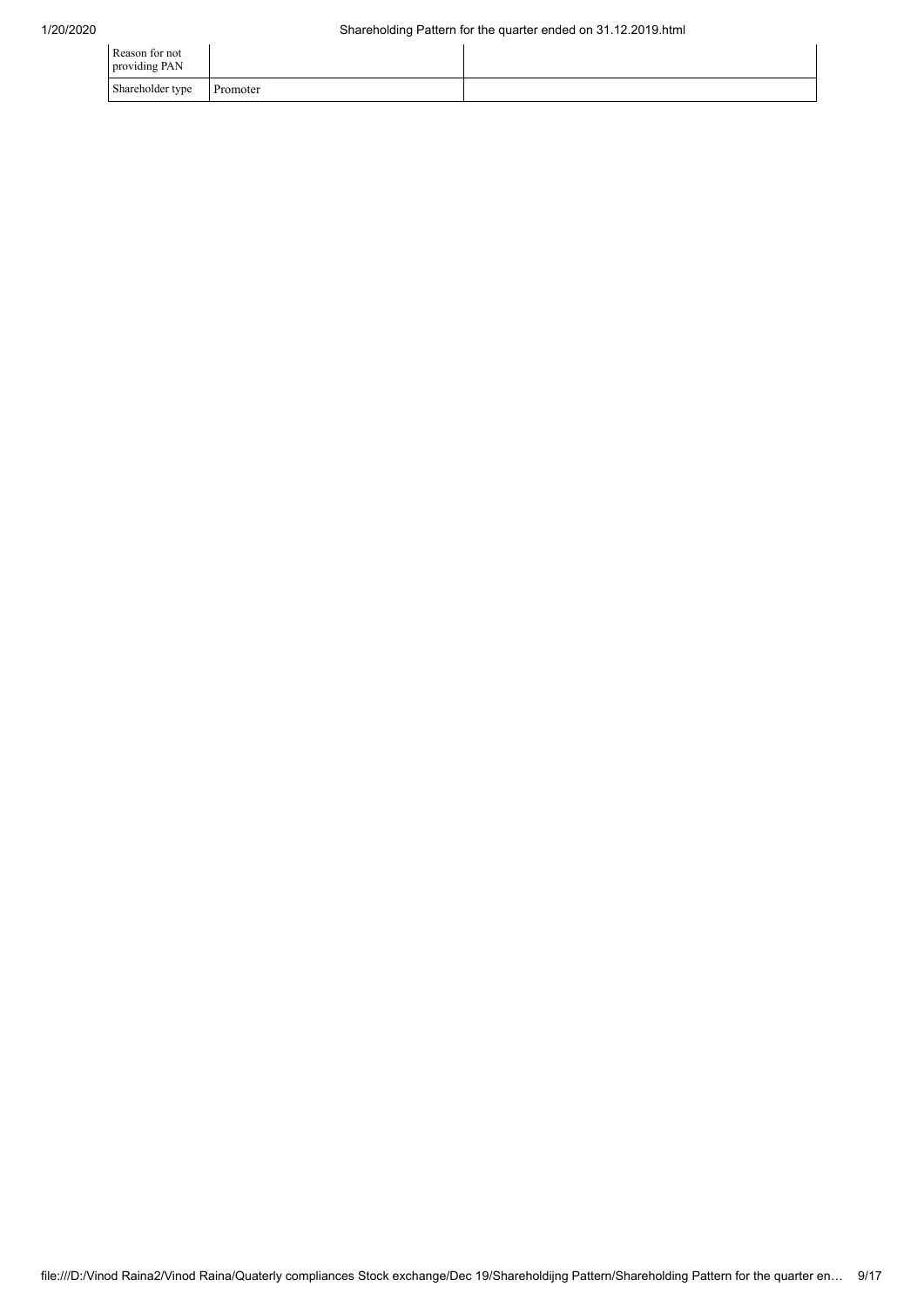| | | |
|---|---|---|
| Reason for not providing PAN | | |
| Shareholder type | Promoter | |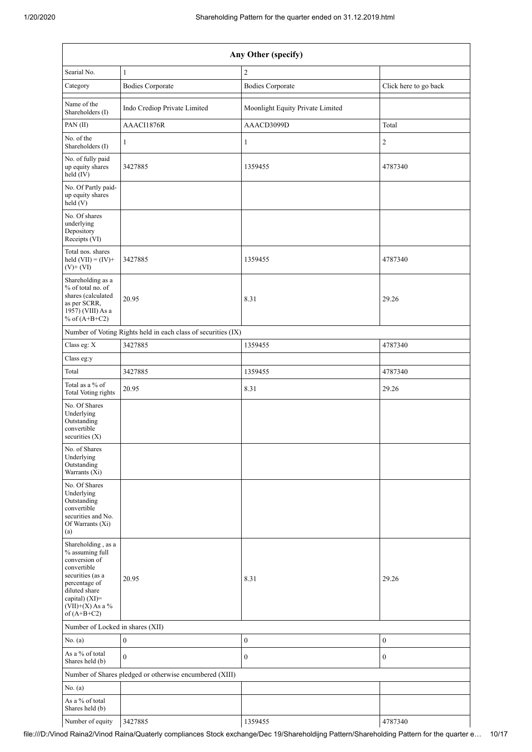| Any Other (specify) | | | |
|---|---|---|---|
| Searial No. | 1 | 2 | |
| Category | Bodies Corporate | Bodies Corporate | Click here to go back |
| Name of the Shareholders (I) | Indo Crediop Private Limited | Moonlight Equity Private Limited | |
| PAN (II) | AAACI1876R | AAACD3099D | Total |
| No. of the Shareholders (I) | 1 | 1 | 2 |
| No. of fully paid up equity shares held (IV) | 3427885 | 1359455 | 4787340 |
| No. Of Partly paid-up equity shares held (V) | | | |
| No. Of shares underlying Depository Receipts (VI) | | | |
| Total nos. shares held (VII) = (IV)+ (V)+ (VI) | 3427885 | 1359455 | 4787340 |
| Shareholding as a % of total no. of shares (calculated as per SCRR, 1957) (VIII) As a % of (A+B+C2) | 20.95 | 8.31 | 29.26 |
| Number of Voting Rights held in each class of securities (IX) | | | |
| Class eg: X | 3427885 | 1359455 | 4787340 |
| Class eg:y | | | |
| Total | 3427885 | 1359455 | 4787340 |
| Total as a % of Total Voting rights | 20.95 | 8.31 | 29.26 |
| No. Of Shares Underlying Outstanding convertible securities (X) | | | |
| No. of Shares Underlying Outstanding Warrants (Xi) | | | |
| No. Of Shares Underlying Outstanding convertible securities and No. Of Warrants (Xi) (a) | | | |
| Shareholding , as a % assuming full conversion of convertible securities (as a percentage of diluted share capital) (XI)= (VII)+(X) As a % of (A+B+C2) | 20.95 | 8.31 | 29.26 |
| Number of Locked in shares (XII) | | | |
| No. (a) | 0 | 0 | 0 |
| As a % of total Shares held (b) | 0 | 0 | 0 |
| Number of Shares pledged or otherwise encumbered (XIII) | | | |
| No. (a) | | | |
| As a % of total Shares held (b) | | | |
| Number of equity | 3427885 | 1359455 | 4787340 |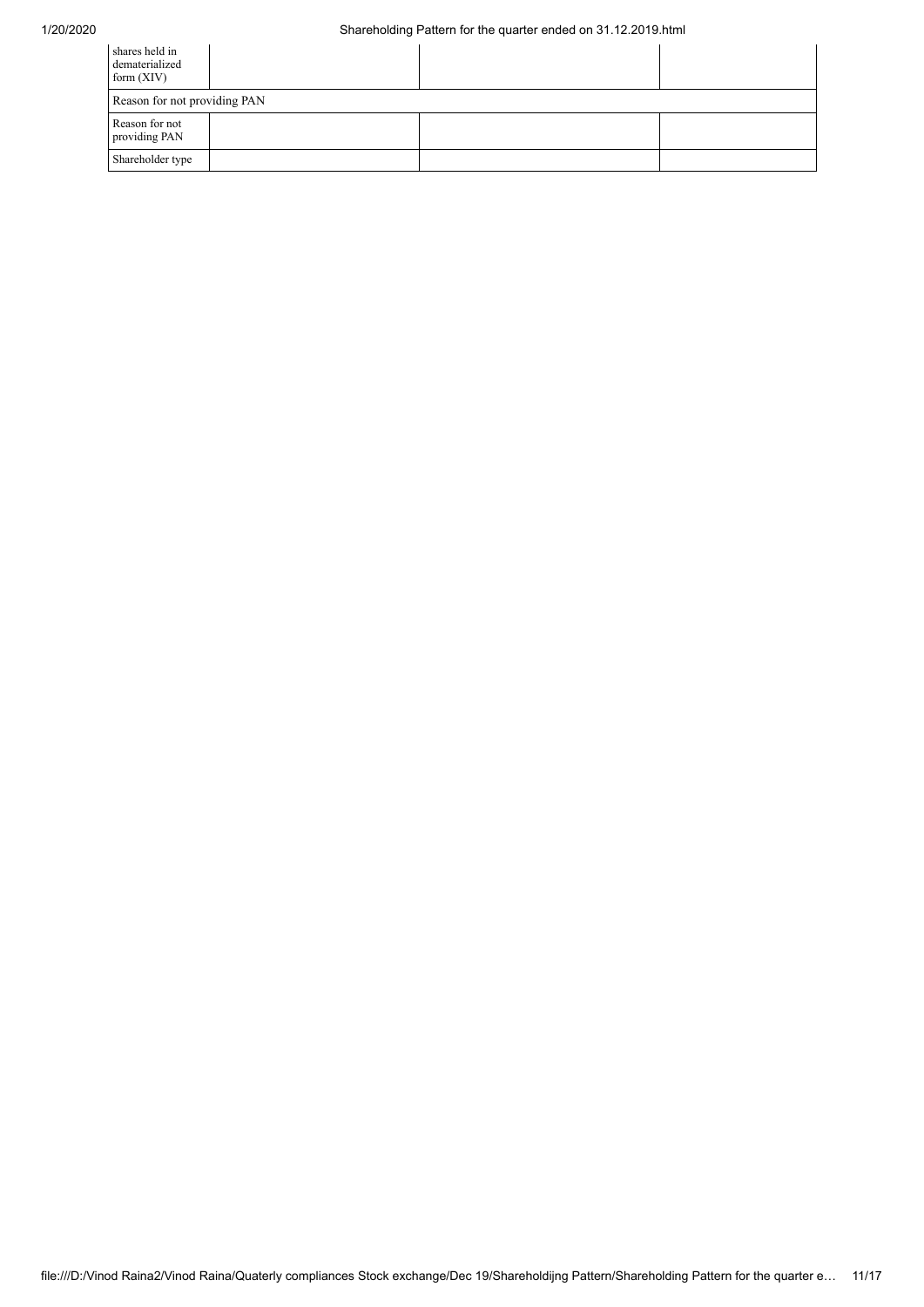| shares held in dematerialized form (XIV) | | | |
|---|---|---|---|
| Reason for not providing PAN | | | |
| Reason for not providing PAN | | | |
| Shareholder type | | | |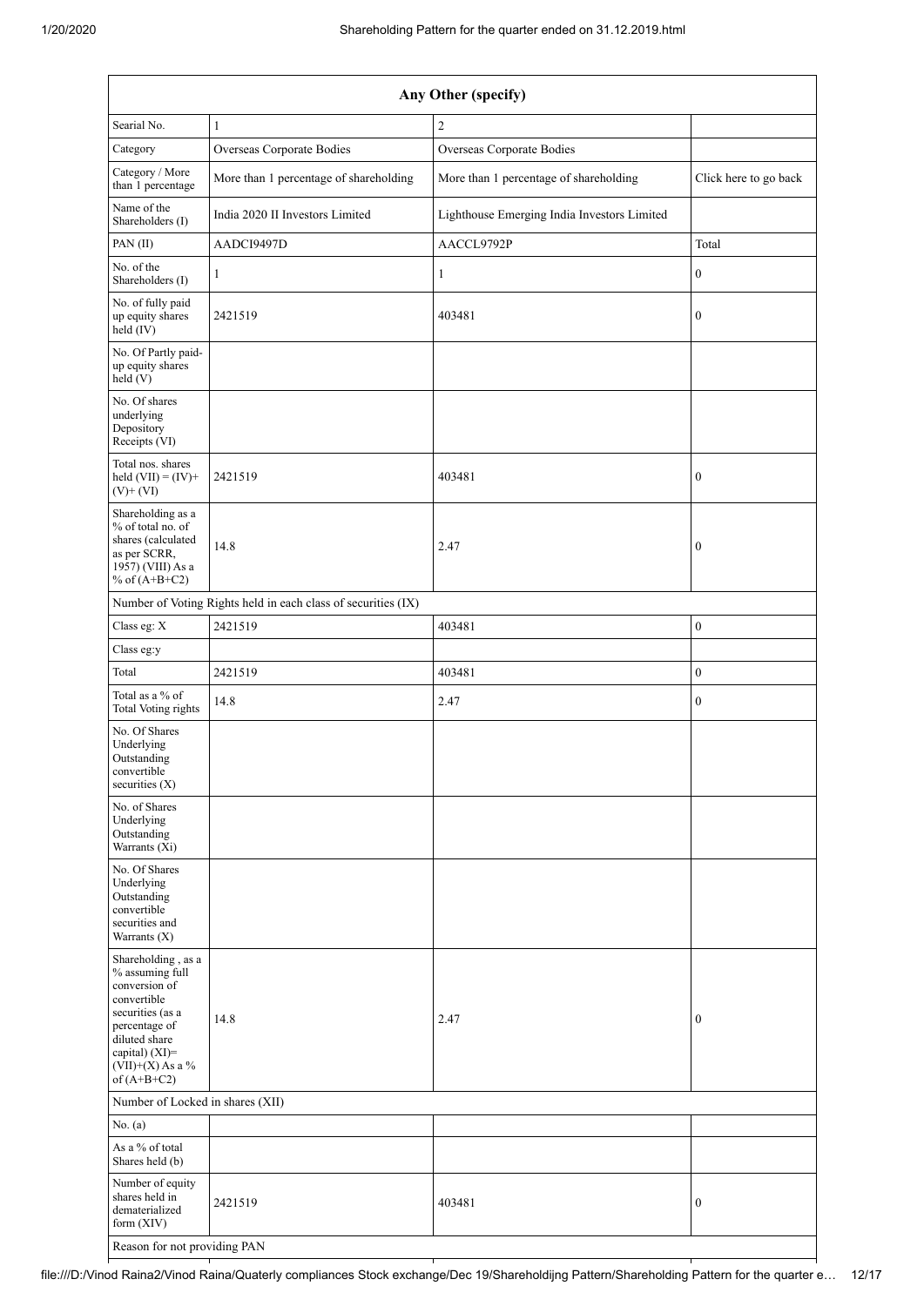| Any Other (specify) | | | |
|---|---|---|---|
| Searial No. | 1 | 2 | |
| Category | Overseas Corporate Bodies | Overseas Corporate Bodies | |
| Category / More than 1 percentage | More than 1 percentage of shareholding | More than 1 percentage of shareholding | Click here to go back |
| Name of the Shareholders (I) | India 2020 II Investors Limited | Lighthouse Emerging India Investors Limited | |
| PAN (II) | AADCI9497D | AACCL9792P | Total |
| No. of the Shareholders (I) | 1 | 1 | 0 |
| No. of fully paid up equity shares held (IV) | 2421519 | 403481 | 0 |
| No. Of Partly paid-up equity shares held (V) | | | |
| No. Of shares underlying Depository Receipts (VI) | | | |
| Total nos. shares held (VII) = (IV)+ (V)+ (VI) | 2421519 | 403481 | 0 |
| Shareholding as a % of total no. of shares (calculated as per SCRR, 1957) (VIII) As a % of (A+B+C2) | 14.8 | 2.47 | 0 |
| Number of Voting Rights held in each class of securities (IX) | | | |
| Class eg: X | 2421519 | 403481 | 0 |
| Class eg:y | | | |
| Total | 2421519 | 403481 | 0 |
| Total as a % of Total Voting rights | 14.8 | 2.47 | 0 |
| No. Of Shares Underlying Outstanding convertible securities (X) | | | |
| No. of Shares Underlying Outstanding Warrants (Xi) | | | |
| No. Of Shares Underlying Outstanding convertible securities and Warrants (X) | | | |
| Shareholding , as a % assuming full conversion of convertible securities (as a percentage of diluted share capital) (XI)= (VII)+(X) As a % of (A+B+C2) | 14.8 | 2.47 | 0 |
| Number of Locked in shares (XII) | | | |
| No. (a) | | | |
| As a % of total Shares held (b) | | | |
| Number of equity shares held in dematerialized form (XIV) | 2421519 | 403481 | 0 |
| Reason for not providing PAN | | | |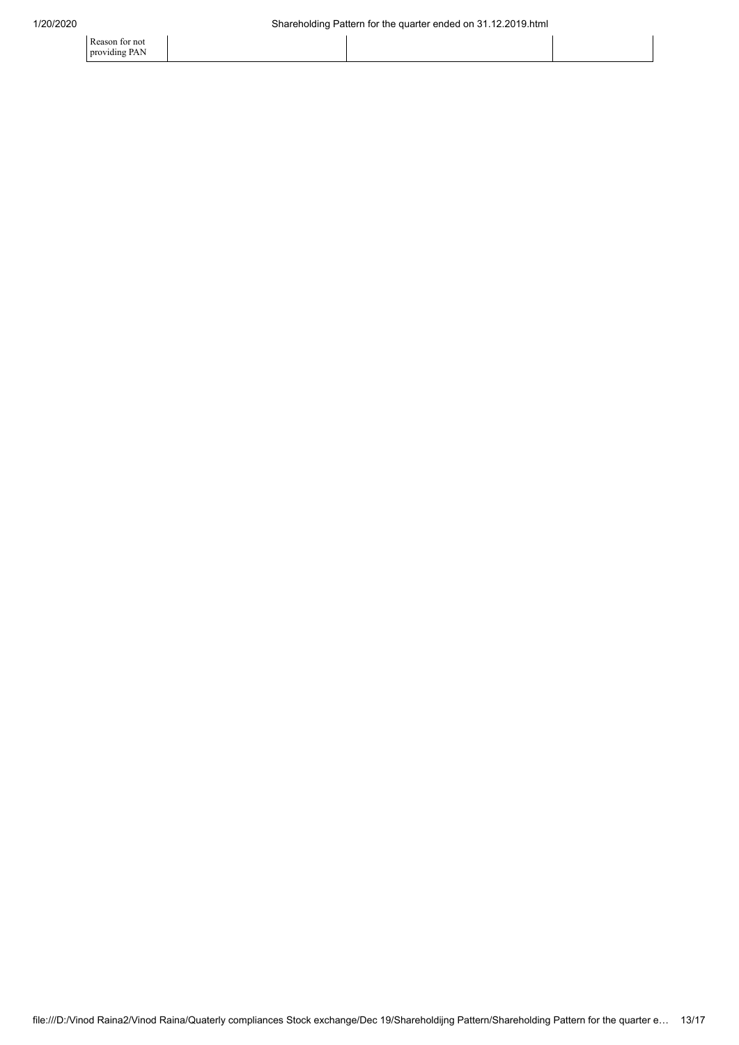| Reason for not providing PAN | | | |
|---|---|---|---|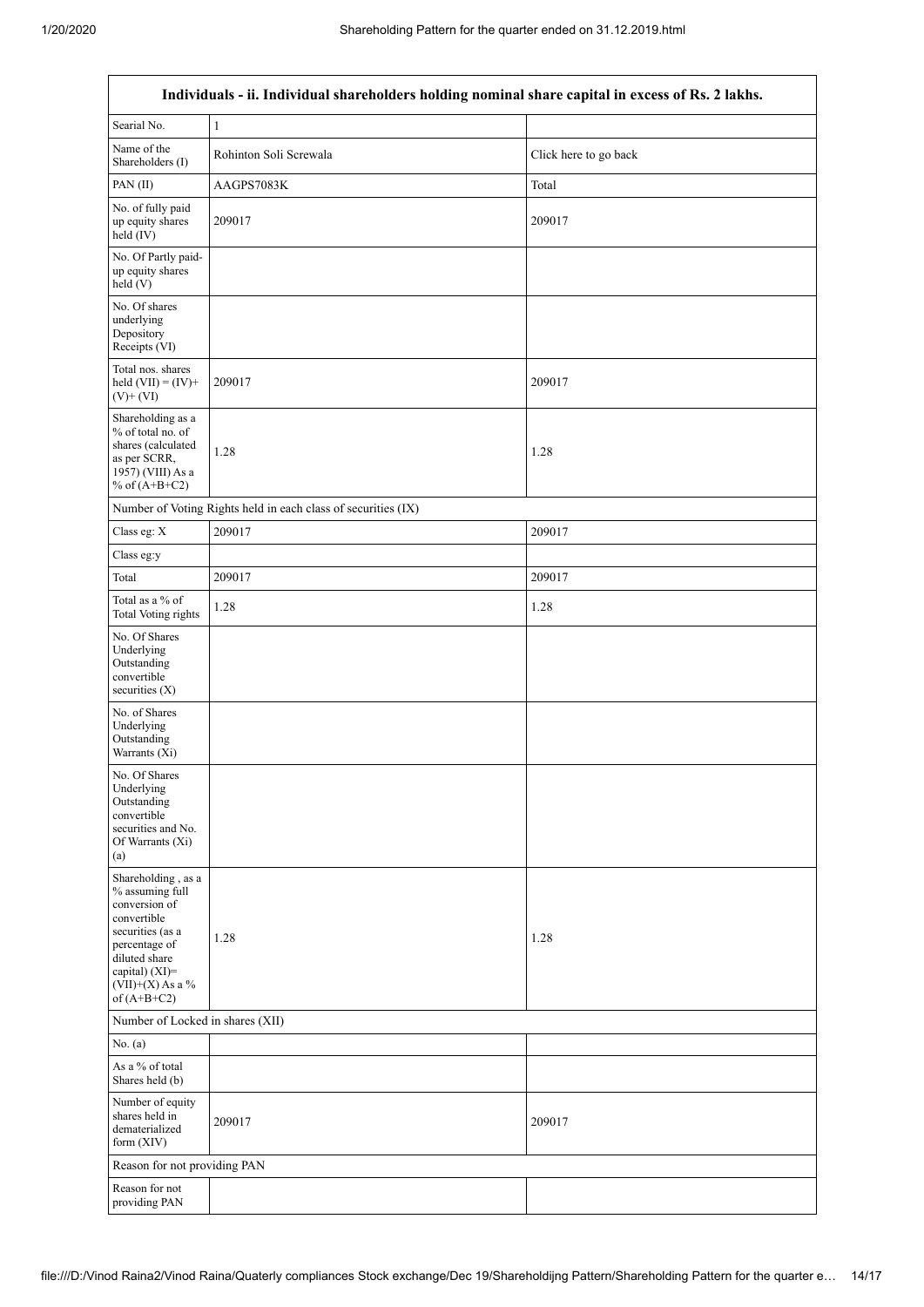| Individuals - ii. Individual shareholders holding nominal share capital in excess of Rs. 2 lakhs. | | |
|---|---|---|
| Searial No. | 1 | |
| Name of the Shareholders (I) | Rohinton Soli Screwala | Click here to go back |
| PAN (II) | AAGPS7083K | Total |
| No. of fully paid up equity shares held (IV) | 209017 | 209017 |
| No. Of Partly paid-up equity shares held (V) | | |
| No. Of shares underlying Depository Receipts (VI) | | |
| Total nos. shares held (VII) = (IV)+(V)+ (VI) | 209017 | 209017 |
| Shareholding as a % of total no. of shares (calculated as per SCRR, 1957) (VIII) As a % of (A+B+C2) | 1.28 | 1.28 |
| Number of Voting Rights held in each class of securities (IX) | | |
| Class eg: X | 209017 | 209017 |
| Class eg:y | | |
| Total | 209017 | 209017 |
| Total as a % of Total Voting rights | 1.28 | 1.28 |
| No. Of Shares Underlying Outstanding convertible securities (X) | | |
| No. of Shares Underlying Outstanding Warrants (Xi) | | |
| No. Of Shares Underlying Outstanding convertible securities and No. Of Warrants (Xi) (a) | | |
| Shareholding , as a % assuming full conversion of convertible securities (as a percentage of diluted share capital) (XI)= (VII)+(X) As a % of (A+B+C2) | 1.28 | 1.28 |
| Number of Locked in shares (XII) | | |
| No. (a) | | |
| As a % of total Shares held (b) | | |
| Number of equity shares held in dematerialized form (XIV) | 209017 | 209017 |
| Reason for not providing PAN | | |
| Reason for not providing PAN | | |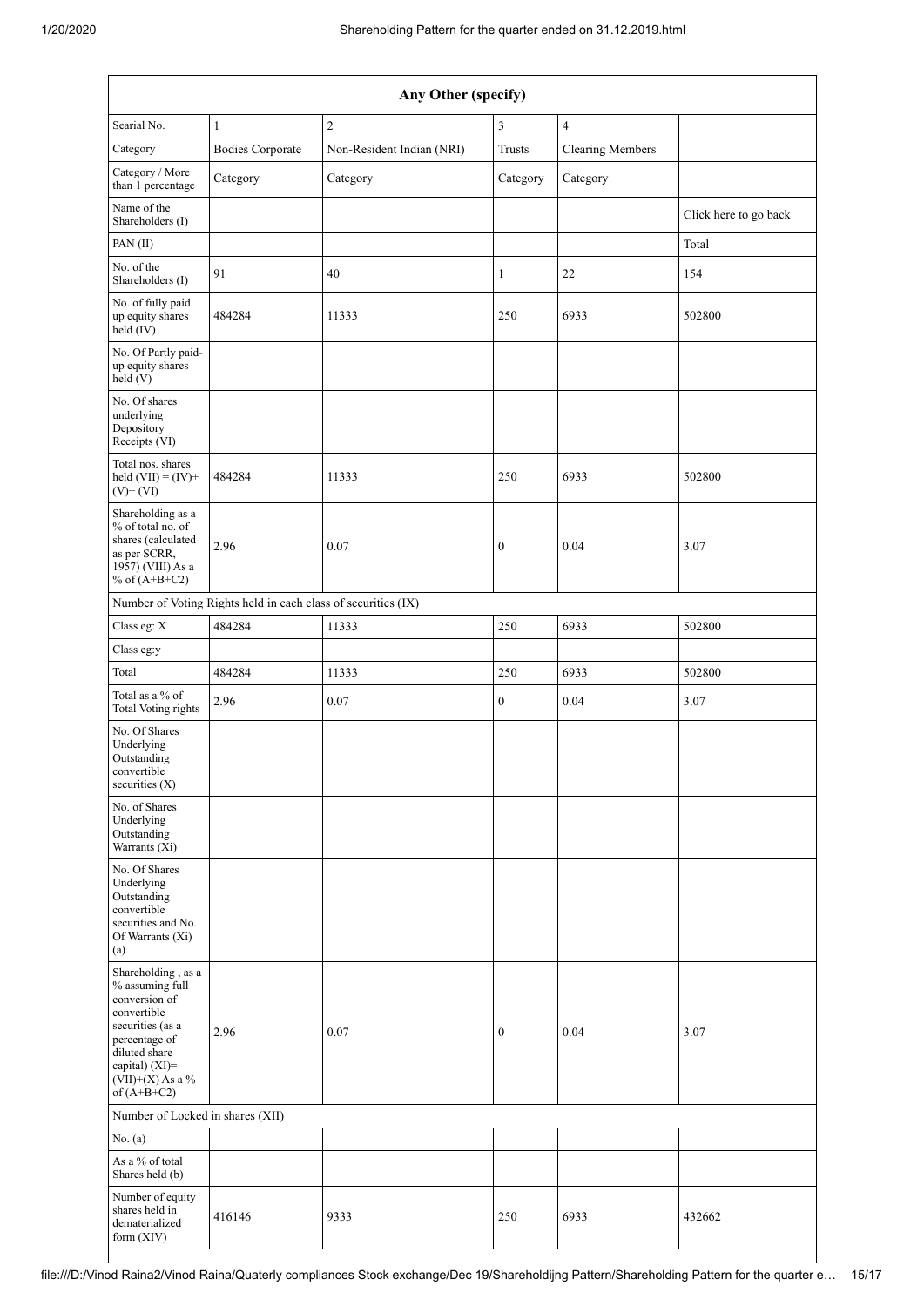| Any Other (specify) | | | | | |
|---|---|---|---|---|---|
| Searial No. | 1 | 2 | 3 | 4 | |
| Category | Bodies Corporate | Non-Resident Indian (NRI) | Trusts | Clearing Members | |
| Category / More than 1 percentage | Category | Category | Category | Category | |
| Name of the Shareholders (I) | | | | | Click here to go back |
| PAN (II) | | | | | Total |
| No. of the Shareholders (I) | 91 | 40 | 1 | 22 | 154 |
| No. of fully paid up equity shares held (IV) | 484284 | 11333 | 250 | 6933 | 502800 |
| No. Of Partly paid-up equity shares held (V) | | | | | |
| No. Of shares underlying Depository Receipts (VI) | | | | | |
| Total nos. shares held (VII) = (IV)+ (V)+ (VI) | 484284 | 11333 | 250 | 6933 | 502800 |
| Shareholding as a % of total no. of shares (calculated as per SCRR, 1957) (VIII) As a % of (A+B+C2) | 2.96 | 0.07 | 0 | 0.04 | 3.07 |
| Number of Voting Rights held in each class of securities (IX) | | | | | |
| Class eg: X | 484284 | 11333 | 250 | 6933 | 502800 |
| Class eg:y | | | | | |
| Total | 484284 | 11333 | 250 | 6933 | 502800 |
| Total as a % of Total Voting rights | 2.96 | 0.07 | 0 | 0.04 | 3.07 |
| No. Of Shares Underlying Outstanding convertible securities (X) | | | | | |
| No. of Shares Underlying Outstanding Warrants (Xi) | | | | | |
| No. Of Shares Underlying Outstanding convertible securities and No. Of Warrants (Xi) (a) | | | | | |
| Shareholding , as a % assuming full conversion of convertible securities (as a percentage of diluted share capital) (XI)= (VII)+(X) As a % of (A+B+C2) | 2.96 | 0.07 | 0 | 0.04 | 3.07 |
| Number of Locked in shares (XII) | | | | | |
| No. (a) | | | | | |
| As a % of total Shares held (b) | | | | | |
| Number of equity shares held in dematerialized form (XIV) | 416146 | 9333 | 250 | 6933 | 432662 |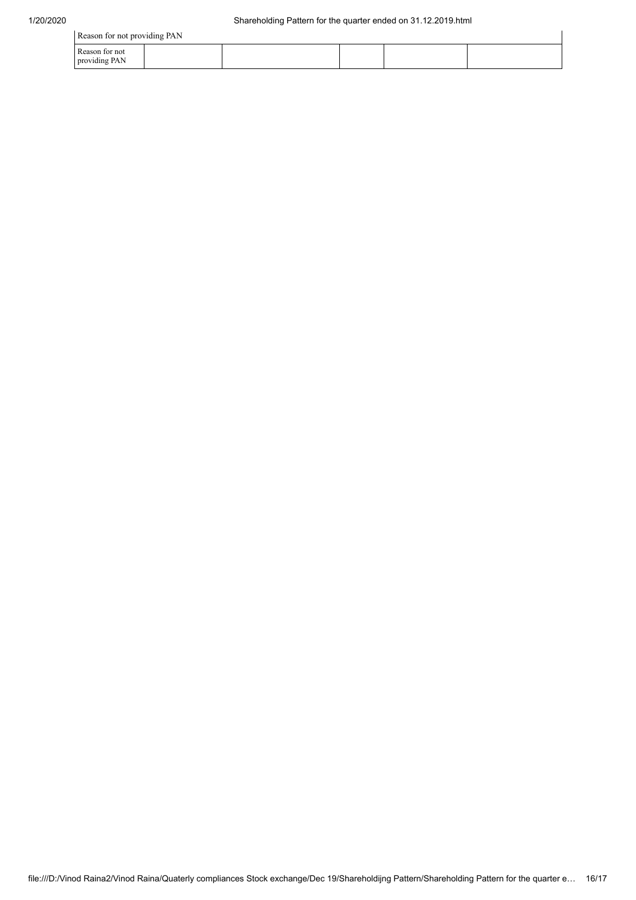| Reason for not providing PAN | | | | | |
|---|---|---|---|---|---|
| Reason for not providing PAN | | | | | |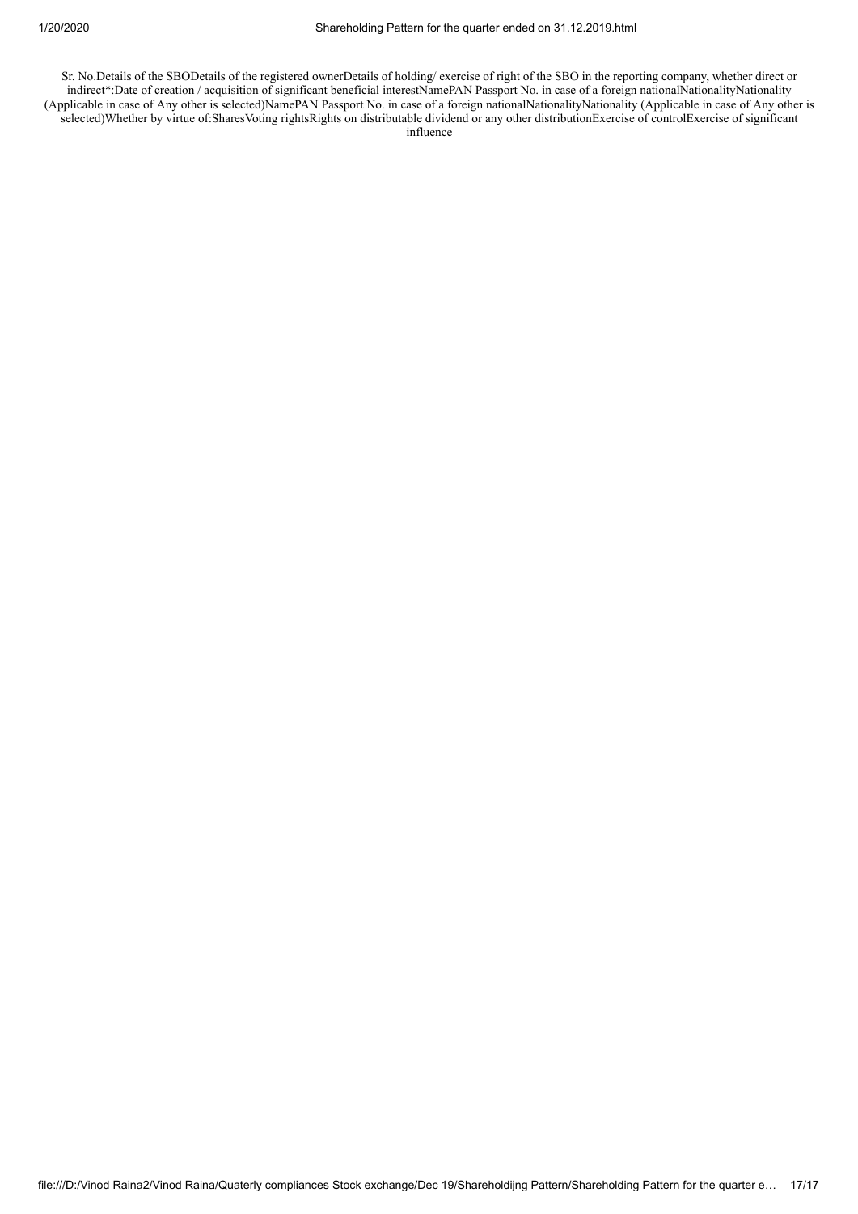Sr. No.Details of the SBODetails of the registered ownerDetails of holding/ exercise of right of the SBO in the reporting company, whether direct or indirect*:Date of creation / acquisition of significant beneficial interestNamePAN Passport No. in case of a foreign nationalNationalityNationality (Applicable in case of Any other is selected)NamePAN Passport No. in case of a foreign nationalNationalityNationality (Applicable in case of Any other is selected)Whether by virtue of:SharesVoting rightsRights on distributable dividend or any other distributionExercise of controlExercise of significant influence